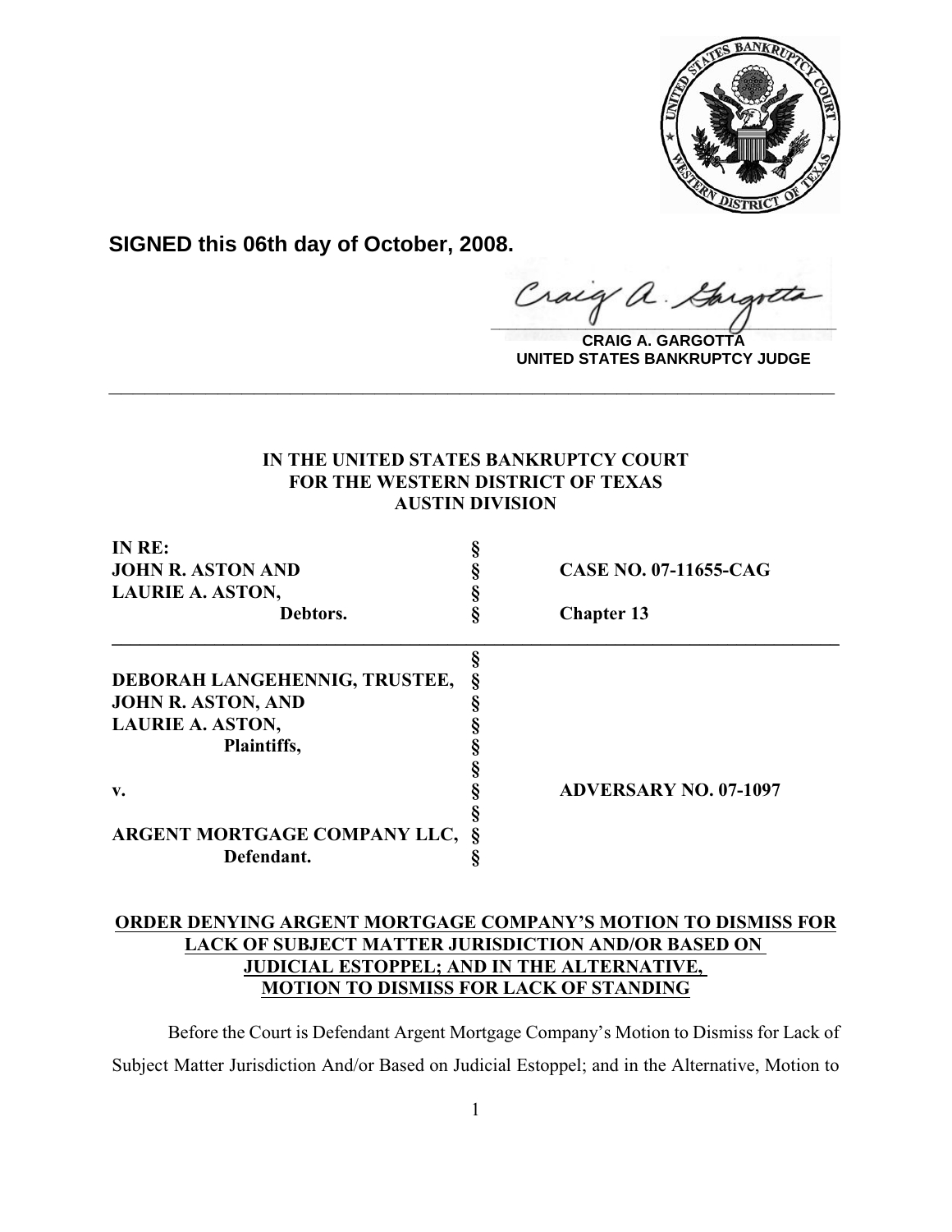**SIGNED this 06th day of October, 2008.**

**CRAIG A. GARGOTTA**
**UNITED STATES BANKRUPTCY JUDGE**

---

**IN THE UNITED STATES BANKRUPTCY COURT**
**FOR THE WESTERN DISTRICT OF TEXAS**
**AUSTIN DIVISION**

| | | |
|---|---|---|
| **IN RE:** | § | |
| **JOHN R. ASTON AND** | § | **CASE NO. 07-11655-CAG** |
| **LAURIE A. ASTON,** | § | |
| **Debtors.** | § | **Chapter 13** |
| | § | |
| **DEBORAH LANGEHENNIG, TRUSTEE,** | § | |
| **JOHN R. ASTON, AND** | § | |
| **LAURIE A. ASTON,** | § | |
| **Plaintiffs,** | § | |
| | § | |
| **v.** | § | **ADVERSARY NO. 07-1097** |
| | § | |
| **ARGENT MORTGAGE COMPANY LLC,** | § | |
| **Defendant.** | § | |

**ORDER DENYING ARGENT MORTGAGE COMPANY'S MOTION TO DISMISS FOR LACK OF SUBJECT MATTER JURISDICTION AND/OR BASED ON JUDICIAL ESTOPPEL; AND IN THE ALTERNATIVE, MOTION TO DISMISS FOR LACK OF STANDING**

Before the Court is Defendant Argent Mortgage Company's Motion to Dismiss for Lack of Subject Matter Jurisdiction And/or Based on Judicial Estoppel; and in the Alternative, Motion to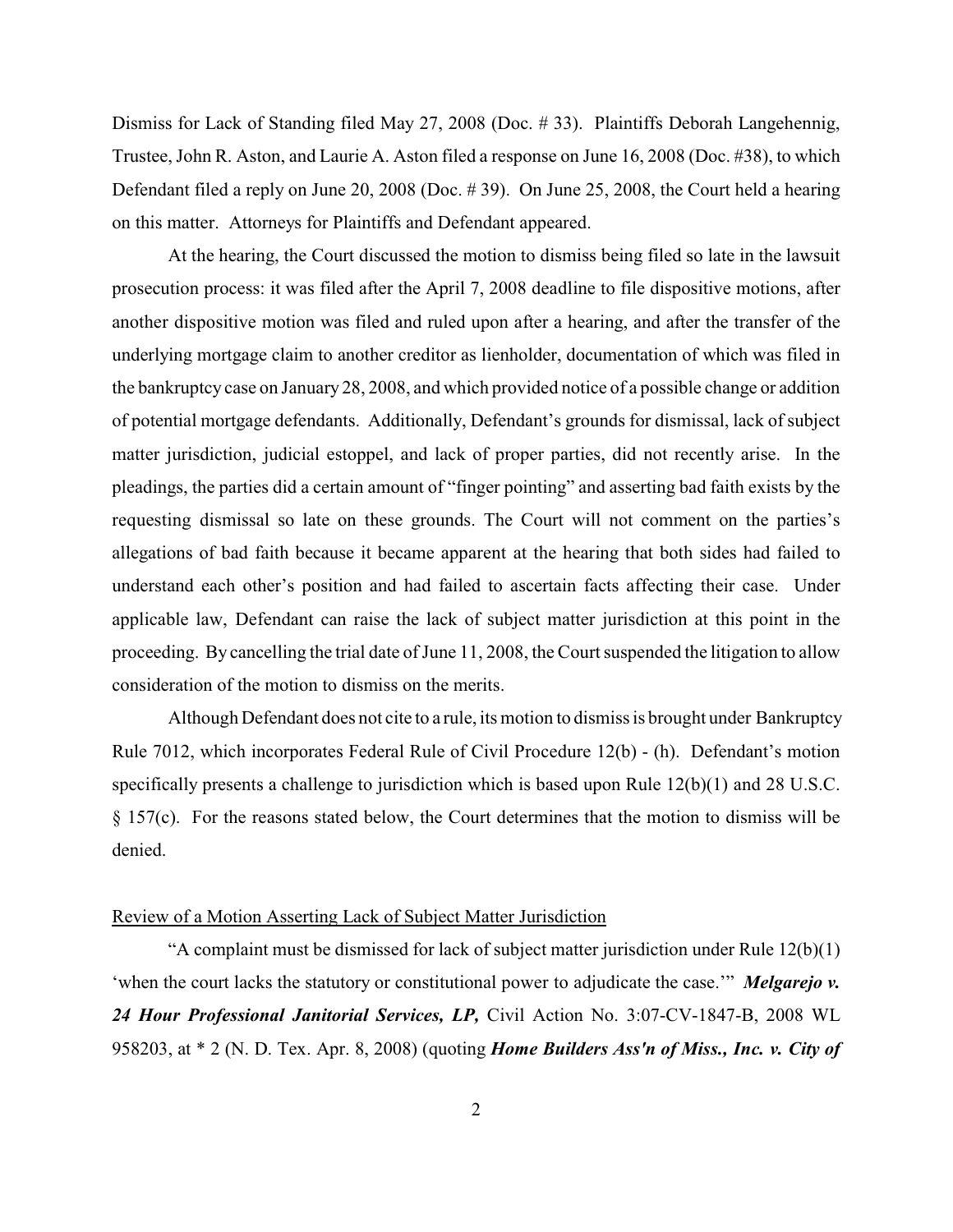Dismiss for Lack of Standing filed May 27, 2008 (Doc. # 33). Plaintiffs Deborah Langehennig, Trustee, John R. Aston, and Laurie A. Aston filed a response on June 16, 2008 (Doc. #38), to which Defendant filed a reply on June 20, 2008 (Doc. # 39). On June 25, 2008, the Court held a hearing on this matter. Attorneys for Plaintiffs and Defendant appeared.

At the hearing, the Court discussed the motion to dismiss being filed so late in the lawsuit prosecution process: it was filed after the April 7, 2008 deadline to file dispositive motions, after another dispositive motion was filed and ruled upon after a hearing, and after the transfer of the underlying mortgage claim to another creditor as lienholder, documentation of which was filed in the bankruptcy case on January 28, 2008, and which provided notice of a possible change or addition of potential mortgage defendants. Additionally, Defendant's grounds for dismissal, lack of subject matter jurisdiction, judicial estoppel, and lack of proper parties, did not recently arise. In the pleadings, the parties did a certain amount of "finger pointing" and asserting bad faith exists by the requesting dismissal so late on these grounds. The Court will not comment on the parties's allegations of bad faith because it became apparent at the hearing that both sides had failed to understand each other's position and had failed to ascertain facts affecting their case. Under applicable law, Defendant can raise the lack of subject matter jurisdiction at this point in the proceeding. By cancelling the trial date of June 11, 2008, the Court suspended the litigation to allow consideration of the motion to dismiss on the merits.

Although Defendant does not cite to a rule, its motion to dismiss is brought under Bankruptcy Rule 7012, which incorporates Federal Rule of Civil Procedure 12(b) - (h). Defendant's motion specifically presents a challenge to jurisdiction which is based upon Rule 12(b)(1) and 28 U.S.C. § 157(c). For the reasons stated below, the Court determines that the motion to dismiss will be denied.

Review of a Motion Asserting Lack of Subject Matter Jurisdiction

"A complaint must be dismissed for lack of subject matter jurisdiction under Rule 12(b)(1) 'when the court lacks the statutory or constitutional power to adjudicate the case.'" ***Melgarejo v. 24 Hour Professional Janitorial Services, LP,*** Civil Action No. 3:07-CV-1847-B, 2008 WL 958203, at * 2 (N. D. Tex. Apr. 8, 2008) (quoting ***Home Builders Ass'n of Miss., Inc. v. City of***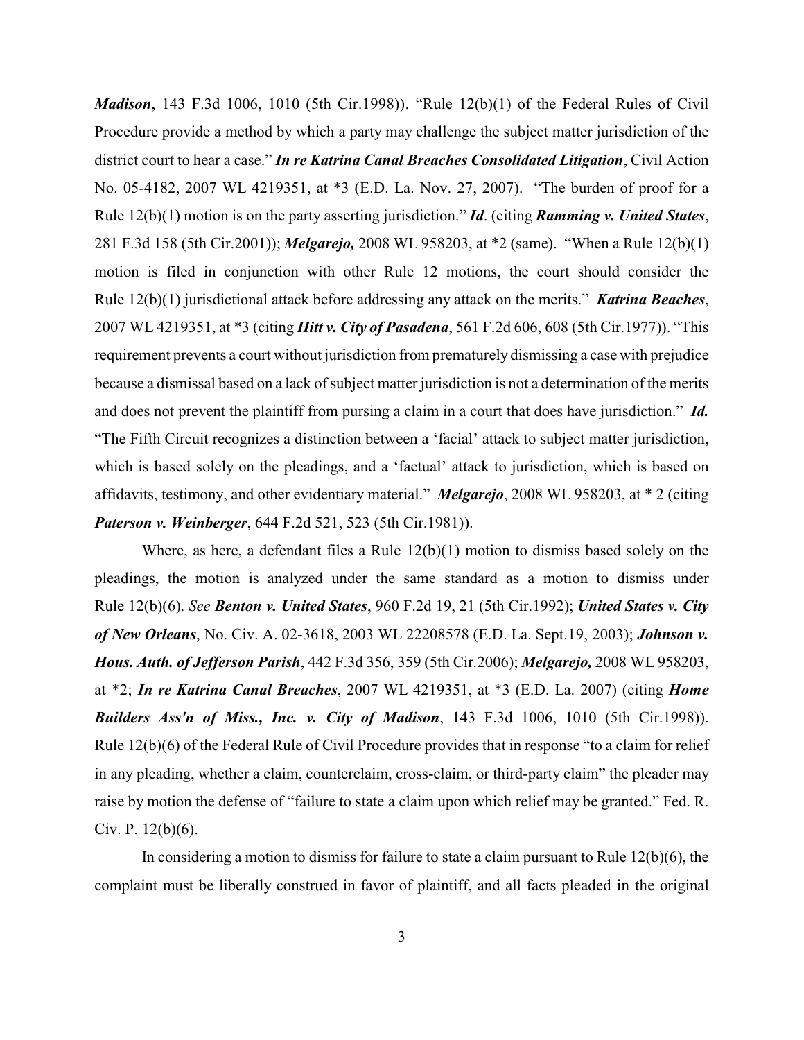***Madison***, 143 F.3d 1006, 1010 (5th Cir.1998)). "Rule 12(b)(1) of the Federal Rules of Civil Procedure provide a method by which a party may challenge the subject matter jurisdiction of the district court to hear a case." ***In re Katrina Canal Breaches Consolidated Litigation***, Civil Action No. 05-4182, 2007 WL 4219351, at *3 (E.D. La. Nov. 27, 2007). "The burden of proof for a Rule 12(b)(1) motion is on the party asserting jurisdiction." ***Id***. (citing ***Ramming v. United States***, 281 F.3d 158 (5th Cir.2001)); ***Melgarejo,*** 2008 WL 958203, at *2 (same). "When a Rule 12(b)(1) motion is filed in conjunction with other Rule 12 motions, the court should consider the Rule 12(b)(1) jurisdictional attack before addressing any attack on the merits." ***Katrina Beaches***, 2007 WL 4219351, at *3 (citing ***Hitt v. City of Pasadena***, 561 F.2d 606, 608 (5th Cir.1977)). "This requirement prevents a court without jurisdiction from prematurely dismissing a case with prejudice because a dismissal based on a lack of subject matter jurisdiction is not a determination of the merits and does not prevent the plaintiff from pursing a claim in a court that does have jurisdiction." ***Id.*** "The Fifth Circuit recognizes a distinction between a 'facial' attack to subject matter jurisdiction, which is based solely on the pleadings, and a 'factual' attack to jurisdiction, which is based on affidavits, testimony, and other evidentiary material." ***Melgarejo***, 2008 WL 958203, at * 2 (citing ***Paterson v. Weinberger***, 644 F.2d 521, 523 (5th Cir.1981)).

Where, as here, a defendant files a Rule 12(b)(1) motion to dismiss based solely on the pleadings, the motion is analyzed under the same standard as a motion to dismiss under Rule 12(b)(6). *See* ***Benton v. United States***, 960 F.2d 19, 21 (5th Cir.1992); ***United States v. City of New Orleans***, No. Civ. A. 02-3618, 2003 WL 22208578 (E.D. La. Sept.19, 2003); ***Johnson v. Hous. Auth. of Jefferson Parish***, 442 F.3d 356, 359 (5th Cir.2006); ***Melgarejo,*** 2008 WL 958203, at *2; ***In re Katrina Canal Breaches***, 2007 WL 4219351, at *3 (E.D. La. 2007) (citing ***Home Builders Ass'n of Miss., Inc. v. City of Madison***, 143 F.3d 1006, 1010 (5th Cir.1998)). Rule 12(b)(6) of the Federal Rule of Civil Procedure provides that in response "to a claim for relief in any pleading, whether a claim, counterclaim, cross-claim, or third-party claim" the pleader may raise by motion the defense of "failure to state a claim upon which relief may be granted." Fed. R. Civ. P. 12(b)(6).

In considering a motion to dismiss for failure to state a claim pursuant to Rule 12(b)(6), the complaint must be liberally construed in favor of plaintiff, and all facts pleaded in the original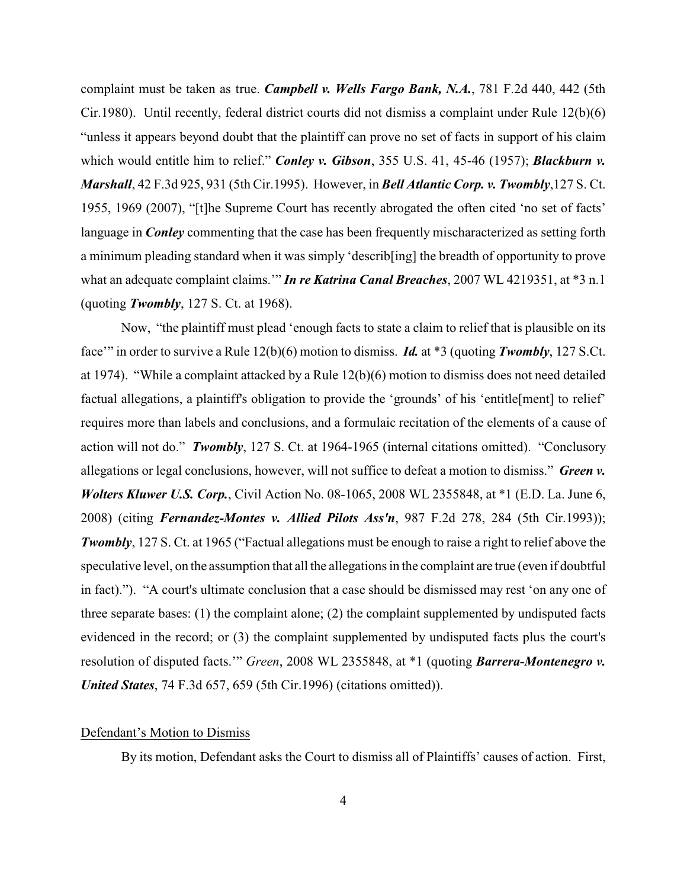complaint must be taken as true. ***Campbell v. Wells Fargo Bank, N.A.***, 781 F.2d 440, 442 (5th Cir.1980). Until recently, federal district courts did not dismiss a complaint under Rule 12(b)(6) "unless it appears beyond doubt that the plaintiff can prove no set of facts in support of his claim which would entitle him to relief." ***Conley v. Gibson***, 355 U.S. 41, 45-46 (1957); ***Blackburn v. Marshall***, 42 F.3d 925, 931 (5th Cir.1995). However, in ***Bell Atlantic Corp. v. Twombly***, 127 S. Ct. 1955, 1969 (2007), "[t]he Supreme Court has recently abrogated the often cited 'no set of facts' language in ***Conley*** commenting that the case has been frequently mischaracterized as setting forth a minimum pleading standard when it was simply 'describ[ing] the breadth of opportunity to prove what an adequate complaint claims.'" ***In re Katrina Canal Breaches***, 2007 WL 4219351, at *3 n.1 (quoting ***Twombly***, 127 S. Ct. at 1968).

Now, "the plaintiff must plead 'enough facts to state a claim to relief that is plausible on its face'" in order to survive a Rule 12(b)(6) motion to dismiss. ***Id.*** at *3 (quoting ***Twombly***, 127 S.Ct. at 1974). "While a complaint attacked by a Rule 12(b)(6) motion to dismiss does not need detailed factual allegations, a plaintiff's obligation to provide the 'grounds' of his 'entitle[ment] to relief' requires more than labels and conclusions, and a formulaic recitation of the elements of a cause of action will not do." ***Twombly***, 127 S. Ct. at 1964-1965 (internal citations omitted). "Conclusory allegations or legal conclusions, however, will not suffice to defeat a motion to dismiss." ***Green v. Wolters Kluwer U.S. Corp.***, Civil Action No. 08-1065, 2008 WL 2355848, at *1 (E.D. La. June 6, 2008) (citing ***Fernandez-Montes v. Allied Pilots Ass'n***, 987 F.2d 278, 284 (5th Cir.1993)); ***Twombly***, 127 S. Ct. at 1965 ("Factual allegations must be enough to raise a right to relief above the speculative level, on the assumption that all the allegations in the complaint are true (even if doubtful in fact)."). "A court's ultimate conclusion that a case should be dismissed may rest 'on any one of three separate bases: (1) the complaint alone; (2) the complaint supplemented by undisputed facts evidenced in the record; or (3) the complaint supplemented by undisputed facts plus the court's resolution of disputed facts.'" *Green*, 2008 WL 2355848, at *1 (quoting ***Barrera-Montenegro v. United States***, 74 F.3d 657, 659 (5th Cir.1996) (citations omitted)).

Defendant's Motion to Dismiss

By its motion, Defendant asks the Court to dismiss all of Plaintiffs' causes of action. First,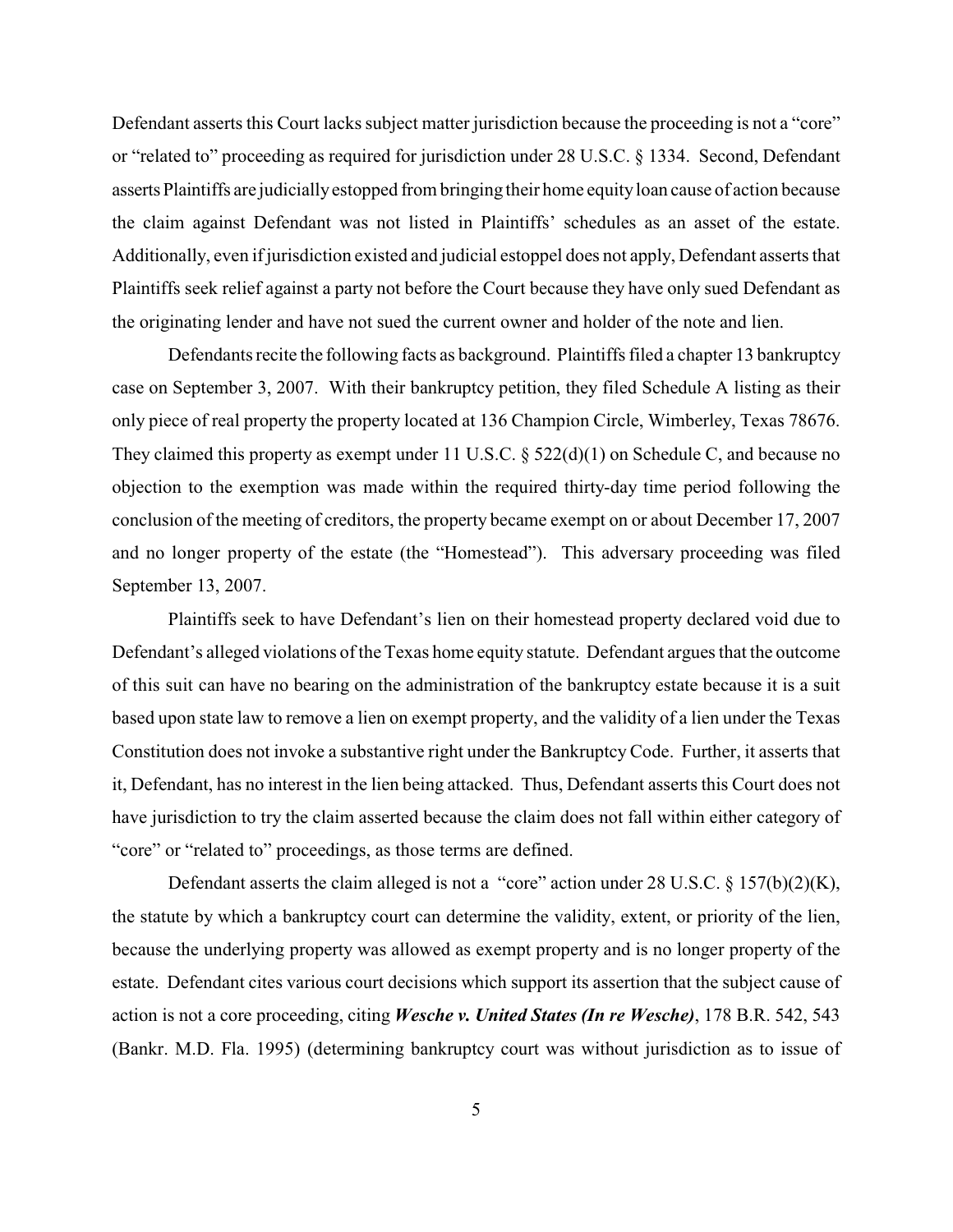Defendant asserts this Court lacks subject matter jurisdiction because the proceeding is not a "core" or "related to" proceeding as required for jurisdiction under 28 U.S.C. § 1334. Second, Defendant asserts Plaintiffs are judicially estopped from bringing their home equity loan cause of action because the claim against Defendant was not listed in Plaintiffs' schedules as an asset of the estate. Additionally, even if jurisdiction existed and judicial estoppel does not apply, Defendant asserts that Plaintiffs seek relief against a party not before the Court because they have only sued Defendant as the originating lender and have not sued the current owner and holder of the note and lien.

Defendants recite the following facts as background. Plaintiffs filed a chapter 13 bankruptcy case on September 3, 2007. With their bankruptcy petition, they filed Schedule A listing as their only piece of real property the property located at 136 Champion Circle, Wimberley, Texas 78676. They claimed this property as exempt under 11 U.S.C. § 522(d)(1) on Schedule C, and because no objection to the exemption was made within the required thirty-day time period following the conclusion of the meeting of creditors, the property became exempt on or about December 17, 2007 and no longer property of the estate (the "Homestead"). This adversary proceeding was filed September 13, 2007.

Plaintiffs seek to have Defendant's lien on their homestead property declared void due to Defendant's alleged violations of the Texas home equity statute. Defendant argues that the outcome of this suit can have no bearing on the administration of the bankruptcy estate because it is a suit based upon state law to remove a lien on exempt property, and the validity of a lien under the Texas Constitution does not invoke a substantive right under the Bankruptcy Code. Further, it asserts that it, Defendant, has no interest in the lien being attacked. Thus, Defendant asserts this Court does not have jurisdiction to try the claim asserted because the claim does not fall within either category of "core" or "related to" proceedings, as those terms are defined.

Defendant asserts the claim alleged is not a "core" action under 28 U.S.C. § 157(b)(2)(K), the statute by which a bankruptcy court can determine the validity, extent, or priority of the lien, because the underlying property was allowed as exempt property and is no longer property of the estate. Defendant cites various court decisions which support its assertion that the subject cause of action is not a core proceeding, citing ***Wesche v. United States (In re Wesche)***, 178 B.R. 542, 543 (Bankr. M.D. Fla. 1995) (determining bankruptcy court was without jurisdiction as to issue of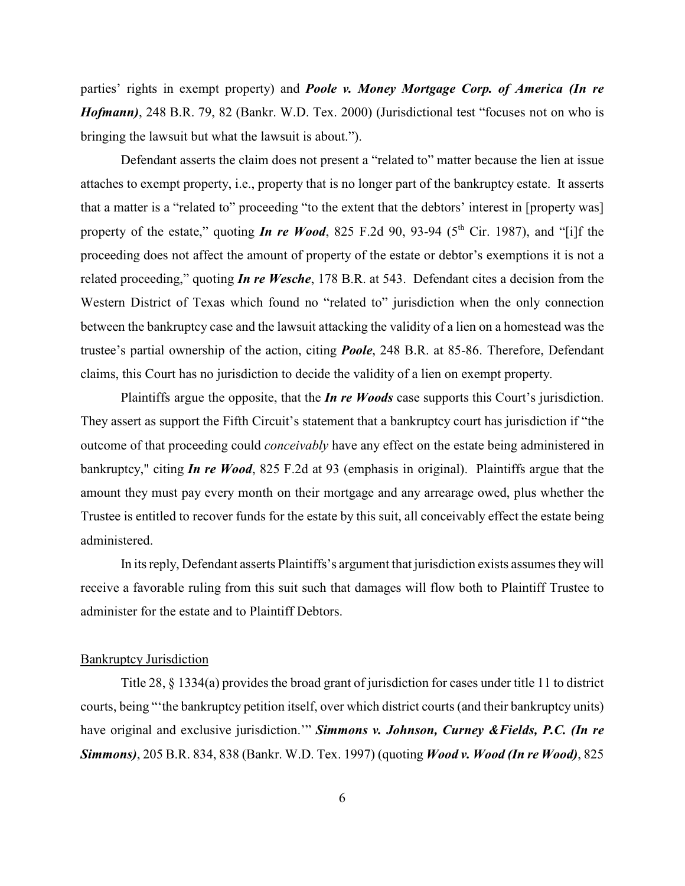parties' rights in exempt property) and ***Poole v. Money Mortgage Corp. of America (In re Hofmann)***, 248 B.R. 79, 82 (Bankr. W.D. Tex. 2000) (Jurisdictional test "focuses not on who is bringing the lawsuit but what the lawsuit is about.").

Defendant asserts the claim does not present a "related to" matter because the lien at issue attaches to exempt property, i.e., property that is no longer part of the bankruptcy estate. It asserts that a matter is a "related to" proceeding "to the extent that the debtors' interest in [property was] property of the estate," quoting ***In re Wood***, 825 F.2d 90, 93-94 (5th Cir. 1987), and "[i]f the proceeding does not affect the amount of property of the estate or debtor's exemptions it is not a related proceeding," quoting ***In re Wesche***, 178 B.R. at 543. Defendant cites a decision from the Western District of Texas which found no "related to" jurisdiction when the only connection between the bankruptcy case and the lawsuit attacking the validity of a lien on a homestead was the trustee's partial ownership of the action, citing ***Poole***, 248 B.R. at 85-86. Therefore, Defendant claims, this Court has no jurisdiction to decide the validity of a lien on exempt property.

Plaintiffs argue the opposite, that the ***In re Woods*** case supports this Court's jurisdiction. They assert as support the Fifth Circuit's statement that a bankruptcy court has jurisdiction if "the outcome of that proceeding could *conceivably* have any effect on the estate being administered in bankruptcy," citing ***In re Wood***, 825 F.2d at 93 (emphasis in original). Plaintiffs argue that the amount they must pay every month on their mortgage and any arrearage owed, plus whether the Trustee is entitled to recover funds for the estate by this suit, all conceivably effect the estate being administered.

In its reply, Defendant asserts Plaintiffs's argument that jurisdiction exists assumes they will receive a favorable ruling from this suit such that damages will flow both to Plaintiff Trustee to administer for the estate and to Plaintiff Debtors.

Bankruptcy Jurisdiction

Title 28, § 1334(a) provides the broad grant of jurisdiction for cases under title 11 to district courts, being "'the bankruptcy petition itself, over which district courts (and their bankruptcy units) have original and exclusive jurisdiction.'" ***Simmons v. Johnson, Curney &Fields, P.C. (In re Simmons)***, 205 B.R. 834, 838 (Bankr. W.D. Tex. 1997) (quoting ***Wood v. Wood (In re Wood)***, 825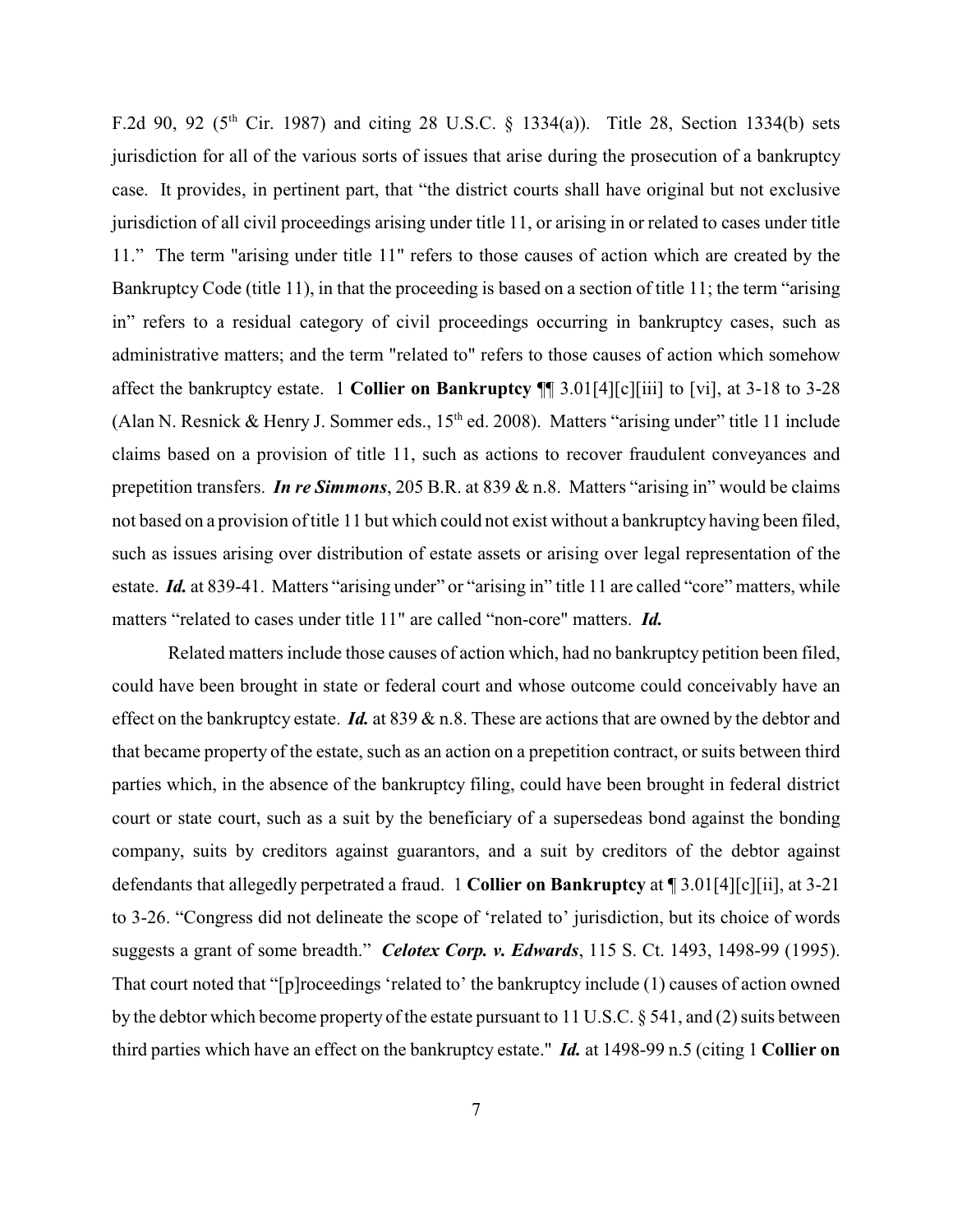F.2d 90, 92 (5th Cir. 1987) and citing 28 U.S.C. § 1334(a)). Title 28, Section 1334(b) sets jurisdiction for all of the various sorts of issues that arise during the prosecution of a bankruptcy case. It provides, in pertinent part, that "the district courts shall have original but not exclusive jurisdiction of all civil proceedings arising under title 11, or arising in or related to cases under title 11." The term "arising under title 11" refers to those causes of action which are created by the Bankruptcy Code (title 11), in that the proceeding is based on a section of title 11; the term "arising in" refers to a residual category of civil proceedings occurring in bankruptcy cases, such as administrative matters; and the term "related to" refers to those causes of action which somehow affect the bankruptcy estate. 1 **Collier on Bankruptcy** ¶¶ 3.01[4][c][iii] to [vi], at 3-18 to 3-28 (Alan N. Resnick & Henry J. Sommer eds., 15th ed. 2008). Matters "arising under" title 11 include claims based on a provision of title 11, such as actions to recover fraudulent conveyances and prepetition transfers. ***In re Simmons***, 205 B.R. at 839 & n.8. Matters "arising in" would be claims not based on a provision of title 11 but which could not exist without a bankruptcy having been filed, such as issues arising over distribution of estate assets or arising over legal representation of the estate. ***Id.*** at 839-41. Matters "arising under" or "arising in" title 11 are called "core" matters, while matters "related to cases under title 11" are called "non-core" matters. ***Id.***

Related matters include those causes of action which, had no bankruptcy petition been filed, could have been brought in state or federal court and whose outcome could conceivably have an effect on the bankruptcy estate. ***Id.*** at 839 & n.8. These are actions that are owned by the debtor and that became property of the estate, such as an action on a prepetition contract, or suits between third parties which, in the absence of the bankruptcy filing, could have been brought in federal district court or state court, such as a suit by the beneficiary of a supersedeas bond against the bonding company, suits by creditors against guarantors, and a suit by creditors of the debtor against defendants that allegedly perpetrated a fraud. 1 **Collier on Bankruptcy** at ¶ 3.01[4][c][ii], at 3-21 to 3-26. "Congress did not delineate the scope of 'related to' jurisdiction, but its choice of words suggests a grant of some breadth." ***Celotex Corp. v. Edwards***, 115 S. Ct. 1493, 1498-99 (1995). That court noted that "[p]roceedings 'related to' the bankruptcy include (1) causes of action owned by the debtor which become property of the estate pursuant to 11 U.S.C. § 541, and (2) suits between third parties which have an effect on the bankruptcy estate." ***Id.*** at 1498-99 n.5 (citing 1 **Collier on**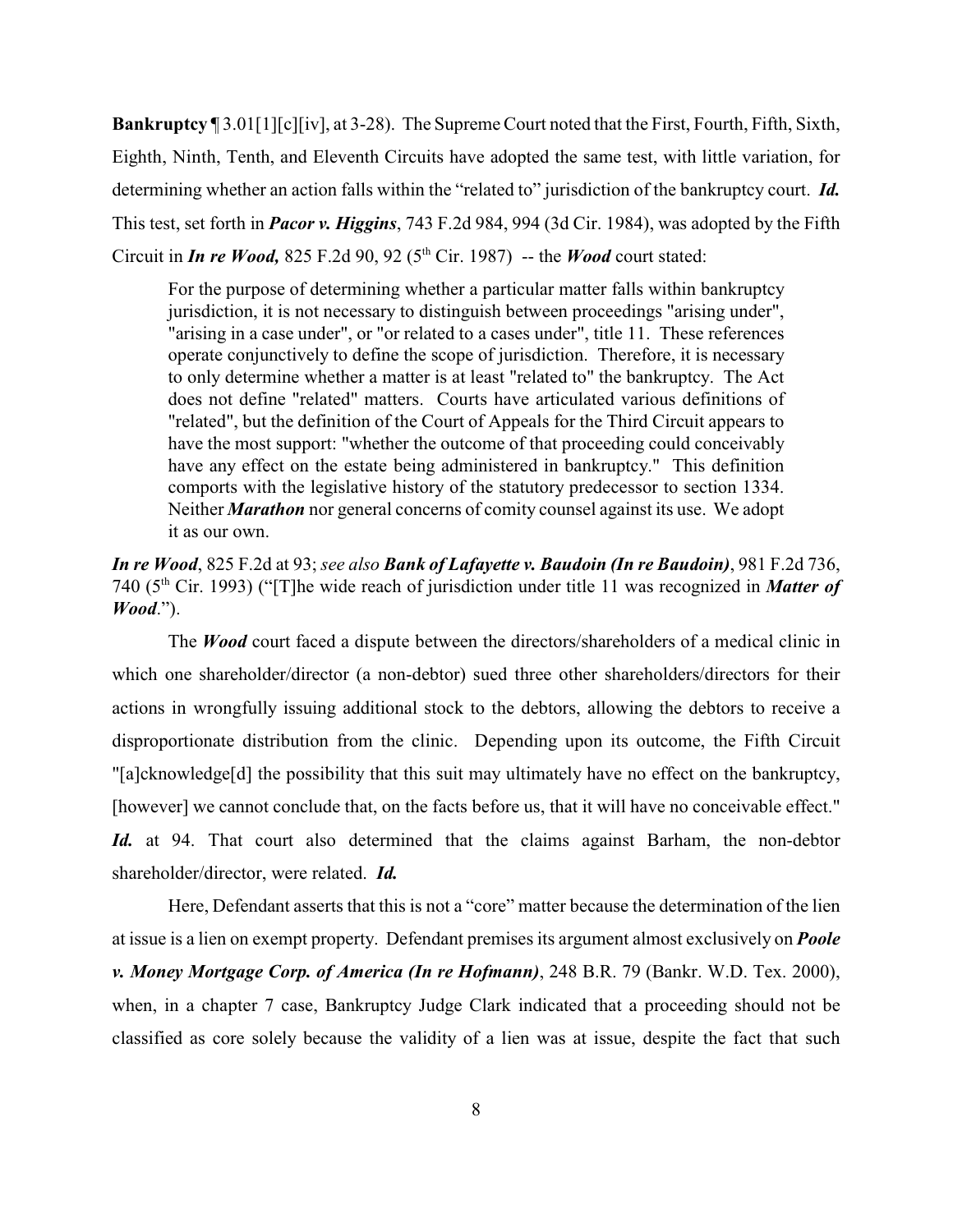**Bankruptcy** ¶ 3.01[1][c][iv], at 3-28). The Supreme Court noted that the First, Fourth, Fifth, Sixth, Eighth, Ninth, Tenth, and Eleventh Circuits have adopted the same test, with little variation, for determining whether an action falls within the "related to" jurisdiction of the bankruptcy court. ***Id.*** This test, set forth in ***Pacor v. Higgins***, 743 F.2d 984, 994 (3d Cir. 1984), was adopted by the Fifth Circuit in ***In re Wood,*** 825 F.2d 90, 92 (5th Cir. 1987) -- the ***Wood*** court stated:

> For the purpose of determining whether a particular matter falls within bankruptcy jurisdiction, it is not necessary to distinguish between proceedings "arising under", "arising in a case under", or "or related to a cases under", title 11. These references operate conjunctively to define the scope of jurisdiction. Therefore, it is necessary to only determine whether a matter is at least "related to" the bankruptcy. The Act does not define "related" matters. Courts have articulated various definitions of "related", but the definition of the Court of Appeals for the Third Circuit appears to have the most support: "whether the outcome of that proceeding could conceivably have any effect on the estate being administered in bankruptcy." This definition comports with the legislative history of the statutory predecessor to section 1334. Neither ***Marathon*** nor general concerns of comity counsel against its use. We adopt it as our own.

***In re Wood***, 825 F.2d at 93; *see also* ***Bank of Lafayette v. Baudoin (In re Baudoin)***, 981 F.2d 736, 740 (5th Cir. 1993) ("[T]he wide reach of jurisdiction under title 11 was recognized in ***Matter of Wood***.").

The ***Wood*** court faced a dispute between the directors/shareholders of a medical clinic in which one shareholder/director (a non-debtor) sued three other shareholders/directors for their actions in wrongfully issuing additional stock to the debtors, allowing the debtors to receive a disproportionate distribution from the clinic. Depending upon its outcome, the Fifth Circuit "[a]cknowledge[d] the possibility that this suit may ultimately have no effect on the bankruptcy, [however] we cannot conclude that, on the facts before us, that it will have no conceivable effect." ***Id.*** at 94. That court also determined that the claims against Barham, the non-debtor shareholder/director, were related. ***Id.***

Here, Defendant asserts that this is not a "core" matter because the determination of the lien at issue is a lien on exempt property. Defendant premises its argument almost exclusively on ***Poole v. Money Mortgage Corp. of America (In re Hofmann)***, 248 B.R. 79 (Bankr. W.D. Tex. 2000), when, in a chapter 7 case, Bankruptcy Judge Clark indicated that a proceeding should not be classified as core solely because the validity of a lien was at issue, despite the fact that such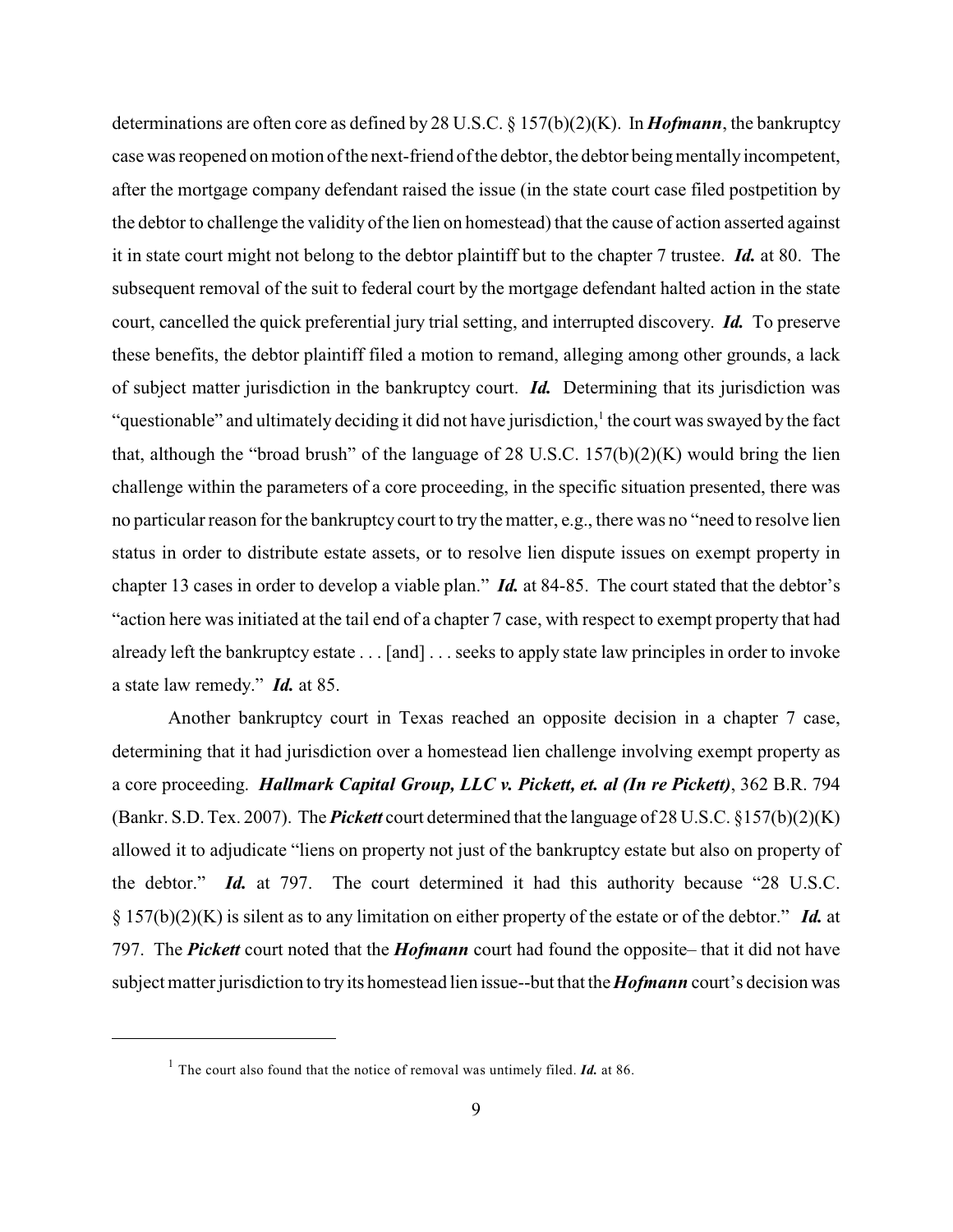determinations are often core as defined by 28 U.S.C. § 157(b)(2)(K). In ***Hofmann***, the bankruptcy case was reopened on motion of the next-friend of the debtor, the debtor being mentally incompetent, after the mortgage company defendant raised the issue (in the state court case filed postpetition by the debtor to challenge the validity of the lien on homestead) that the cause of action asserted against it in state court might not belong to the debtor plaintiff but to the chapter 7 trustee. ***Id.*** at 80. The subsequent removal of the suit to federal court by the mortgage defendant halted action in the state court, cancelled the quick preferential jury trial setting, and interrupted discovery. ***Id.*** To preserve these benefits, the debtor plaintiff filed a motion to remand, alleging among other grounds, a lack of subject matter jurisdiction in the bankruptcy court. ***Id.*** Determining that its jurisdiction was "questionable" and ultimately deciding it did not have jurisdiction,[1] the court was swayed by the fact that, although the "broad brush" of the language of 28 U.S.C. 157(b)(2)(K) would bring the lien challenge within the parameters of a core proceeding, in the specific situation presented, there was no particular reason for the bankruptcy court to try the matter, e.g., there was no "need to resolve lien status in order to distribute estate assets, or to resolve lien dispute issues on exempt property in chapter 13 cases in order to develop a viable plan." ***Id.*** at 84-85. The court stated that the debtor's "action here was initiated at the tail end of a chapter 7 case, with respect to exempt property that had already left the bankruptcy estate . . . [and] . . . seeks to apply state law principles in order to invoke a state law remedy." ***Id.*** at 85.

Another bankruptcy court in Texas reached an opposite decision in a chapter 7 case, determining that it had jurisdiction over a homestead lien challenge involving exempt property as a core proceeding. ***Hallmark Capital Group, LLC v. Pickett, et. al (In re Pickett)***, 362 B.R. 794 (Bankr. S.D. Tex. 2007). The ***Pickett*** court determined that the language of 28 U.S.C. §157(b)(2)(K) allowed it to adjudicate "liens on property not just of the bankruptcy estate but also on property of the debtor." ***Id.*** at 797. The court determined it had this authority because "28 U.S.C. § 157(b)(2)(K) is silent as to any limitation on either property of the estate or of the debtor." ***Id.*** at 797. The ***Pickett*** court noted that the ***Hofmann*** court had found the opposite– that it did not have subject matter jurisdiction to try its homestead lien issue--but that the ***Hofmann*** court's decision was

---

[1] The court also found that the notice of removal was untimely filed. ***Id.*** at 86.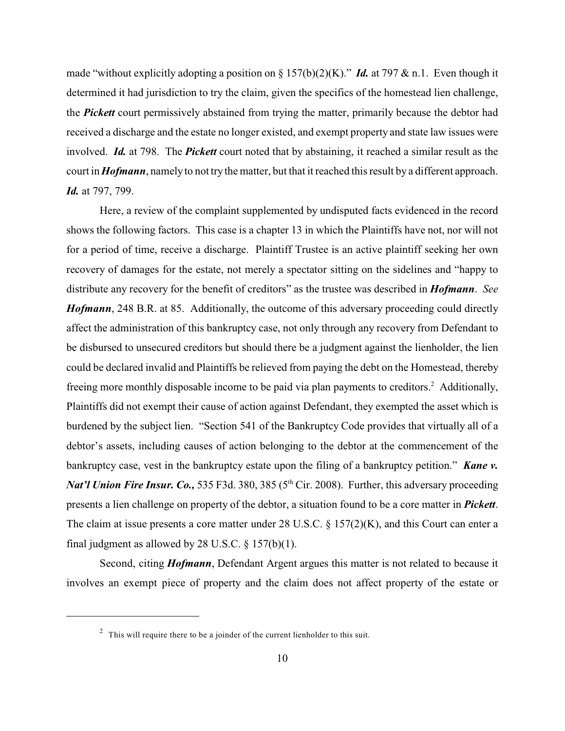made "without explicitly adopting a position on § 157(b)(2)(K)." ***Id.*** at 797 & n.1. Even though it determined it had jurisdiction to try the claim, given the specifics of the homestead lien challenge, the ***Pickett*** court permissively abstained from trying the matter, primarily because the debtor had received a discharge and the estate no longer existed, and exempt property and state law issues were involved. ***Id.*** at 798. The ***Pickett*** court noted that by abstaining, it reached a similar result as the court in ***Hofmann***, namely to not try the matter, but that it reached this result by a different approach. ***Id.*** at 797, 799.

Here, a review of the complaint supplemented by undisputed facts evidenced in the record shows the following factors. This case is a chapter 13 in which the Plaintiffs have not, nor will not for a period of time, receive a discharge. Plaintiff Trustee is an active plaintiff seeking her own recovery of damages for the estate, not merely a spectator sitting on the sidelines and "happy to distribute any recovery for the benefit of creditors" as the trustee was described in ***Hofmann***. *See* ***Hofmann***, 248 B.R. at 85. Additionally, the outcome of this adversary proceeding could directly affect the administration of this bankruptcy case, not only through any recovery from Defendant to be disbursed to unsecured creditors but should there be a judgment against the lienholder, the lien could be declared invalid and Plaintiffs be relieved from paying the debt on the Homestead, thereby freeing more monthly disposable income to be paid via plan payments to creditors.[2] Additionally, Plaintiffs did not exempt their cause of action against Defendant, they exempted the asset which is burdened by the subject lien. "Section 541 of the Bankruptcy Code provides that virtually all of a debtor's assets, including causes of action belonging to the debtor at the commencement of the bankruptcy case, vest in the bankruptcy estate upon the filing of a bankruptcy petition." ***Kane v. Nat'l Union Fire Insur. Co.,*** 535 F3d. 380, 385 (5th Cir. 2008). Further, this adversary proceeding presents a lien challenge on property of the debtor, a situation found to be a core matter in ***Pickett***. The claim at issue presents a core matter under 28 U.S.C. § 157(2)(K), and this Court can enter a final judgment as allowed by 28 U.S.C. § 157(b)(1).

Second, citing ***Hofmann***, Defendant Argent argues this matter is not related to because it involves an exempt piece of property and the claim does not affect property of the estate or

---

[2] This will require there to be a joinder of the current lienholder to this suit.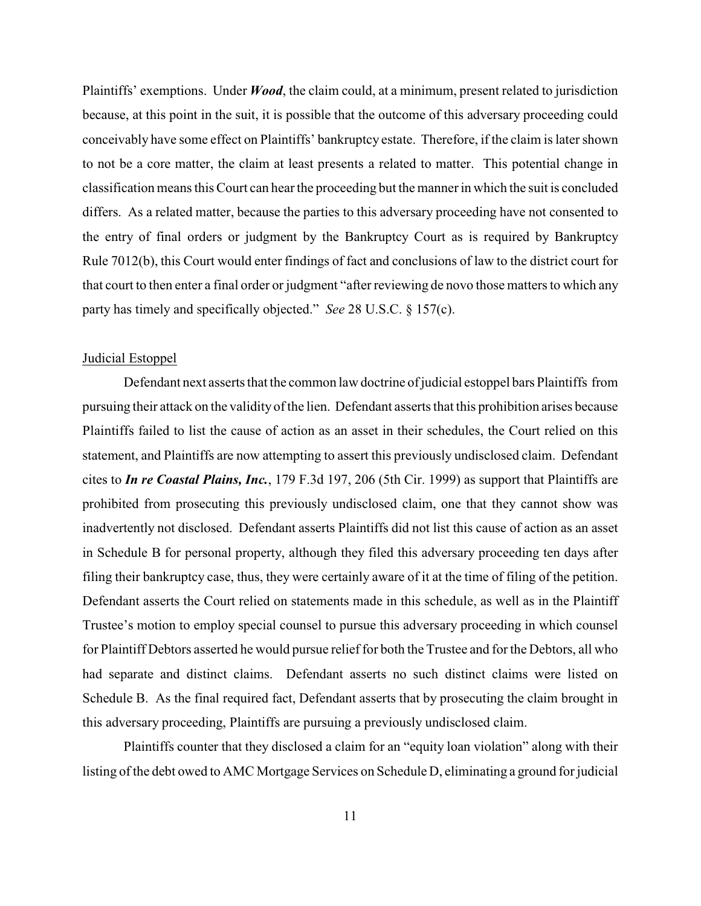Plaintiffs' exemptions. Under ***Wood***, the claim could, at a minimum, present related to jurisdiction because, at this point in the suit, it is possible that the outcome of this adversary proceeding could conceivably have some effect on Plaintiffs' bankruptcy estate. Therefore, if the claim is later shown to not be a core matter, the claim at least presents a related to matter. This potential change in classification means this Court can hear the proceeding but the manner in which the suit is concluded differs. As a related matter, because the parties to this adversary proceeding have not consented to the entry of final orders or judgment by the Bankruptcy Court as is required by Bankruptcy Rule 7012(b), this Court would enter findings of fact and conclusions of law to the district court for that court to then enter a final order or judgment "after reviewing de novo those matters to which any party has timely and specifically objected." *See* 28 U.S.C. § 157(c).

Judicial Estoppel

Defendant next asserts that the common law doctrine of judicial estoppel bars Plaintiffs from pursuing their attack on the validity of the lien. Defendant asserts that this prohibition arises because Plaintiffs failed to list the cause of action as an asset in their schedules, the Court relied on this statement, and Plaintiffs are now attempting to assert this previously undisclosed claim. Defendant cites to ***In re Coastal Plains, Inc.***, 179 F.3d 197, 206 (5th Cir. 1999) as support that Plaintiffs are prohibited from prosecuting this previously undisclosed claim, one that they cannot show was inadvertently not disclosed. Defendant asserts Plaintiffs did not list this cause of action as an asset in Schedule B for personal property, although they filed this adversary proceeding ten days after filing their bankruptcy case, thus, they were certainly aware of it at the time of filing of the petition. Defendant asserts the Court relied on statements made in this schedule, as well as in the Plaintiff Trustee's motion to employ special counsel to pursue this adversary proceeding in which counsel for Plaintiff Debtors asserted he would pursue relief for both the Trustee and for the Debtors, all who had separate and distinct claims. Defendant asserts no such distinct claims were listed on Schedule B. As the final required fact, Defendant asserts that by prosecuting the claim brought in this adversary proceeding, Plaintiffs are pursuing a previously undisclosed claim.

Plaintiffs counter that they disclosed a claim for an "equity loan violation" along with their listing of the debt owed to AMC Mortgage Services on Schedule D, eliminating a ground for judicial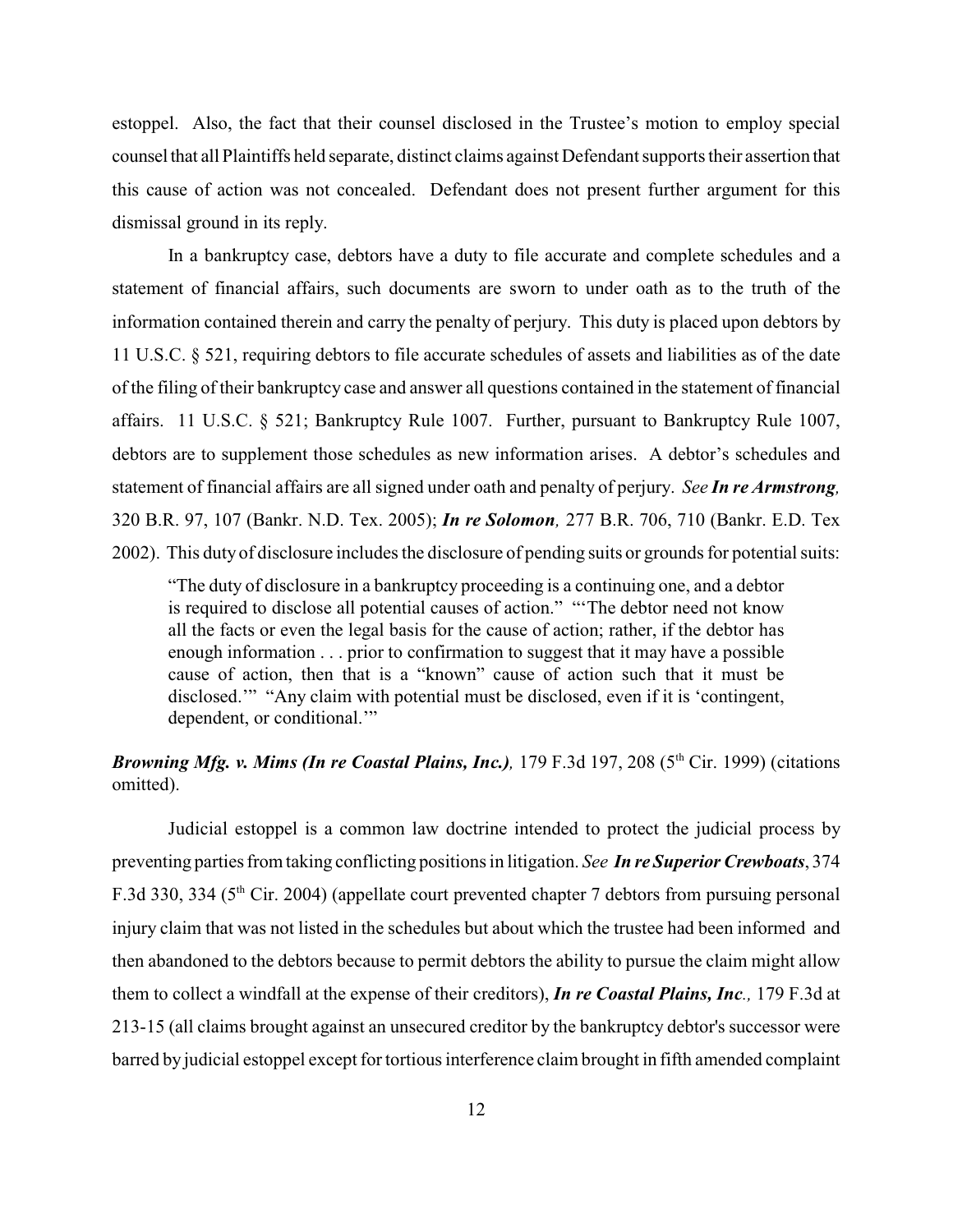estoppel. Also, the fact that their counsel disclosed in the Trustee's motion to employ special counsel that all Plaintiffs held separate, distinct claims against Defendant supports their assertion that this cause of action was not concealed. Defendant does not present further argument for this dismissal ground in its reply.

In a bankruptcy case, debtors have a duty to file accurate and complete schedules and a statement of financial affairs, such documents are sworn to under oath as to the truth of the information contained therein and carry the penalty of perjury. This duty is placed upon debtors by 11 U.S.C. § 521, requiring debtors to file accurate schedules of assets and liabilities as of the date of the filing of their bankruptcy case and answer all questions contained in the statement of financial affairs. 11 U.S.C. § 521; Bankruptcy Rule 1007. Further, pursuant to Bankruptcy Rule 1007, debtors are to supplement those schedules as new information arises. A debtor's schedules and statement of financial affairs are all signed under oath and penalty of perjury. *See* ***In re Armstrong,*** 320 B.R. 97, 107 (Bankr. N.D. Tex. 2005); ***In re Solomon,*** 277 B.R. 706, 710 (Bankr. E.D. Tex 2002). This duty of disclosure includes the disclosure of pending suits or grounds for potential suits:

> "The duty of disclosure in a bankruptcy proceeding is a continuing one, and a debtor is required to disclose all potential causes of action." "'The debtor need not know all the facts or even the legal basis for the cause of action; rather, if the debtor has enough information . . . prior to confirmation to suggest that it may have a possible cause of action, then that is a "known" cause of action such that it must be disclosed.'" "Any claim with potential must be disclosed, even if it is 'contingent, dependent, or conditional.'"

***Browning Mfg. v. Mims (In re Coastal Plains, Inc.),*** 179 F.3d 197, 208 (5th Cir. 1999) (citations omitted).

Judicial estoppel is a common law doctrine intended to protect the judicial process by preventing parties from taking conflicting positions in litigation. *See* ***In re Superior Crewboats***, 374 F.3d 330, 334 (5th Cir. 2004) (appellate court prevented chapter 7 debtors from pursuing personal injury claim that was not listed in the schedules but about which the trustee had been informed and then abandoned to the debtors because to permit debtors the ability to pursue the claim might allow them to collect a windfall at the expense of their creditors), ***In re Coastal Plains, Inc.,*** 179 F.3d at 213-15 (all claims brought against an unsecured creditor by the bankruptcy debtor's successor were barred by judicial estoppel except for tortious interference claim brought in fifth amended complaint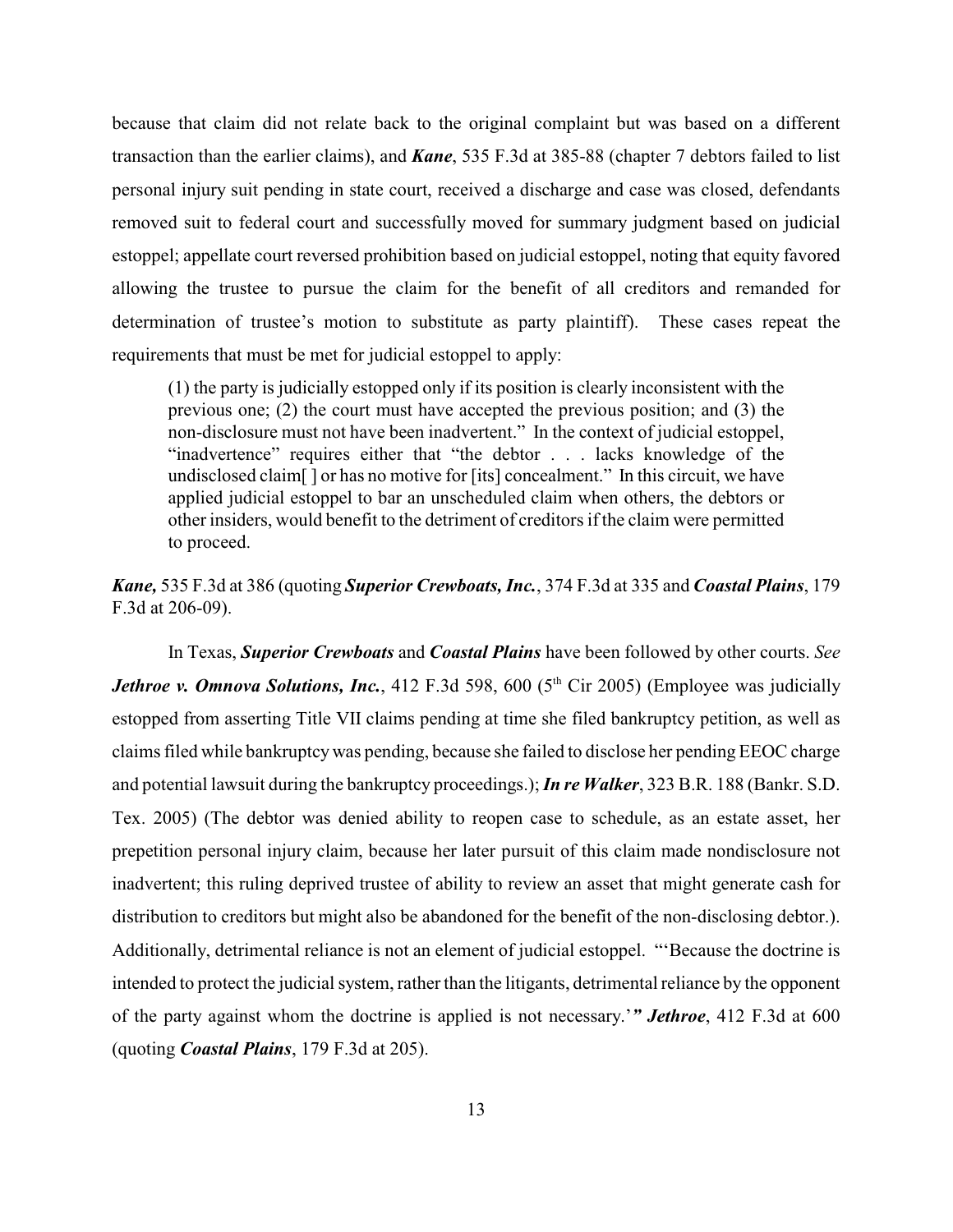because that claim did not relate back to the original complaint but was based on a different transaction than the earlier claims), and ***Kane***, 535 F.3d at 385-88 (chapter 7 debtors failed to list personal injury suit pending in state court, received a discharge and case was closed, defendants removed suit to federal court and successfully moved for summary judgment based on judicial estoppel; appellate court reversed prohibition based on judicial estoppel, noting that equity favored allowing the trustee to pursue the claim for the benefit of all creditors and remanded for determination of trustee's motion to substitute as party plaintiff). These cases repeat the requirements that must be met for judicial estoppel to apply:

> (1) the party is judicially estopped only if its position is clearly inconsistent with the previous one; (2) the court must have accepted the previous position; and (3) the non-disclosure must not have been inadvertent." In the context of judicial estoppel, "inadvertence" requires either that "the debtor . . . lacks knowledge of the undisclosed claim[ ] or has no motive for [its] concealment." In this circuit, we have applied judicial estoppel to bar an unscheduled claim when others, the debtors or other insiders, would benefit to the detriment of creditors if the claim were permitted to proceed.

***Kane,*** 535 F.3d at 386 (quoting ***Superior Crewboats, Inc.***, 374 F.3d at 335 and ***Coastal Plains***, 179 F.3d at 206-09).

In Texas, ***Superior Crewboats*** and ***Coastal Plains*** have been followed by other courts. *See* ***Jethroe v. Omnova Solutions, Inc.***, 412 F.3d 598, 600 (5th Cir 2005) (Employee was judicially estopped from asserting Title VII claims pending at time she filed bankruptcy petition, as well as claims filed while bankruptcy was pending, because she failed to disclose her pending EEOC charge and potential lawsuit during the bankruptcy proceedings.); ***In re Walker***, 323 B.R. 188 (Bankr. S.D. Tex. 2005) (The debtor was denied ability to reopen case to schedule, as an estate asset, her prepetition personal injury claim, because her later pursuit of this claim made nondisclosure not inadvertent; this ruling deprived trustee of ability to review an asset that might generate cash for distribution to creditors but might also be abandoned for the benefit of the non-disclosing debtor.). Additionally, detrimental reliance is not an element of judicial estoppel. "'Because the doctrine is intended to protect the judicial system, rather than the litigants, detrimental reliance by the opponent of the party against whom the doctrine is applied is not necessary.'" ***Jethroe***, 412 F.3d at 600 (quoting ***Coastal Plains***, 179 F.3d at 205).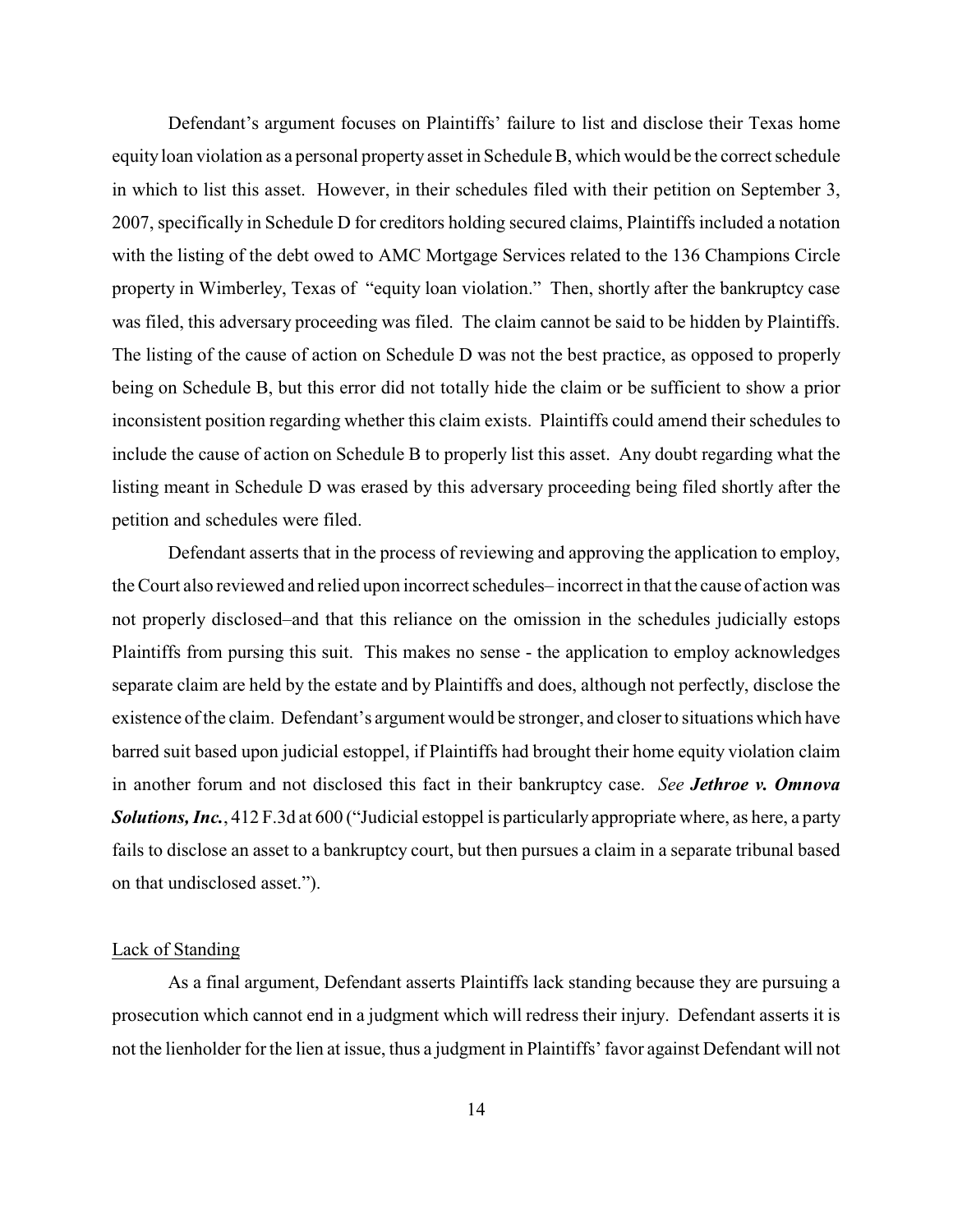Defendant's argument focuses on Plaintiffs' failure to list and disclose their Texas home equity loan violation as a personal property asset in Schedule B, which would be the correct schedule in which to list this asset. However, in their schedules filed with their petition on September 3, 2007, specifically in Schedule D for creditors holding secured claims, Plaintiffs included a notation with the listing of the debt owed to AMC Mortgage Services related to the 136 Champions Circle property in Wimberley, Texas of "equity loan violation." Then, shortly after the bankruptcy case was filed, this adversary proceeding was filed. The claim cannot be said to be hidden by Plaintiffs. The listing of the cause of action on Schedule D was not the best practice, as opposed to properly being on Schedule B, but this error did not totally hide the claim or be sufficient to show a prior inconsistent position regarding whether this claim exists. Plaintiffs could amend their schedules to include the cause of action on Schedule B to properly list this asset. Any doubt regarding what the listing meant in Schedule D was erased by this adversary proceeding being filed shortly after the petition and schedules were filed.

Defendant asserts that in the process of reviewing and approving the application to employ, the Court also reviewed and relied upon incorrect schedules– incorrect in that the cause of action was not properly disclosed–and that this reliance on the omission in the schedules judicially estops Plaintiffs from pursing this suit. This makes no sense - the application to employ acknowledges separate claim are held by the estate and by Plaintiffs and does, although not perfectly, disclose the existence of the claim. Defendant's argument would be stronger, and closer to situations which have barred suit based upon judicial estoppel, if Plaintiffs had brought their home equity violation claim in another forum and not disclosed this fact in their bankruptcy case. *See* ***Jethroe v. Omnova Solutions, Inc.***, 412 F.3d at 600 ("Judicial estoppel is particularly appropriate where, as here, a party fails to disclose an asset to a bankruptcy court, but then pursues a claim in a separate tribunal based on that undisclosed asset.").

<u>Lack of Standing</u>

As a final argument, Defendant asserts Plaintiffs lack standing because they are pursuing a prosecution which cannot end in a judgment which will redress their injury. Defendant asserts it is not the lienholder for the lien at issue, thus a judgment in Plaintiffs' favor against Defendant will not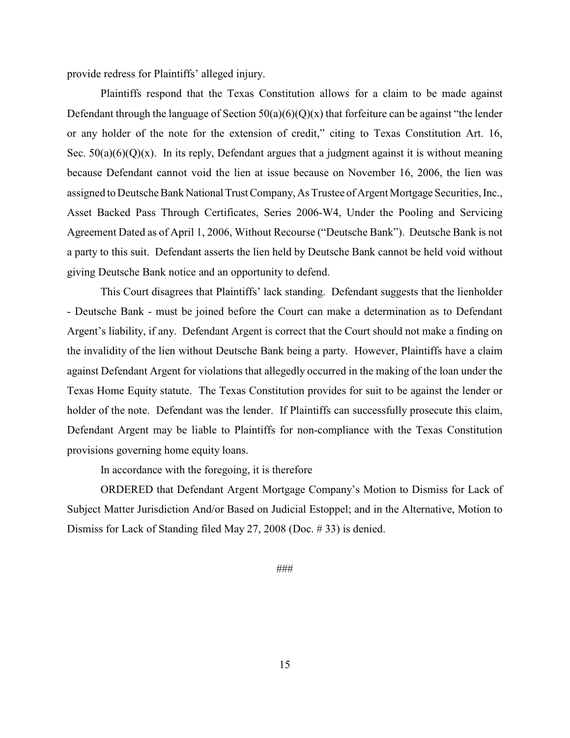provide redress for Plaintiffs' alleged injury.

Plaintiffs respond that the Texas Constitution allows for a claim to be made against Defendant through the language of Section 50(a)(6)(Q)(x) that forfeiture can be against "the lender or any holder of the note for the extension of credit," citing to Texas Constitution Art. 16, Sec. 50(a)(6)(Q)(x). In its reply, Defendant argues that a judgment against it is without meaning because Defendant cannot void the lien at issue because on November 16, 2006, the lien was assigned to Deutsche Bank National Trust Company, As Trustee of Argent Mortgage Securities, Inc., Asset Backed Pass Through Certificates, Series 2006-W4, Under the Pooling and Servicing Agreement Dated as of April 1, 2006, Without Recourse ("Deutsche Bank"). Deutsche Bank is not a party to this suit. Defendant asserts the lien held by Deutsche Bank cannot be held void without giving Deutsche Bank notice and an opportunity to defend.

This Court disagrees that Plaintiffs' lack standing. Defendant suggests that the lienholder - Deutsche Bank - must be joined before the Court can make a determination as to Defendant Argent's liability, if any. Defendant Argent is correct that the Court should not make a finding on the invalidity of the lien without Deutsche Bank being a party. However, Plaintiffs have a claim against Defendant Argent for violations that allegedly occurred in the making of the loan under the Texas Home Equity statute. The Texas Constitution provides for suit to be against the lender or holder of the note. Defendant was the lender. If Plaintiffs can successfully prosecute this claim, Defendant Argent may be liable to Plaintiffs for non-compliance with the Texas Constitution provisions governing home equity loans.

In accordance with the foregoing, it is therefore

ORDERED that Defendant Argent Mortgage Company's Motion to Dismiss for Lack of Subject Matter Jurisdiction And/or Based on Judicial Estoppel; and in the Alternative, Motion to Dismiss for Lack of Standing filed May 27, 2008 (Doc. # 33) is denied.

###